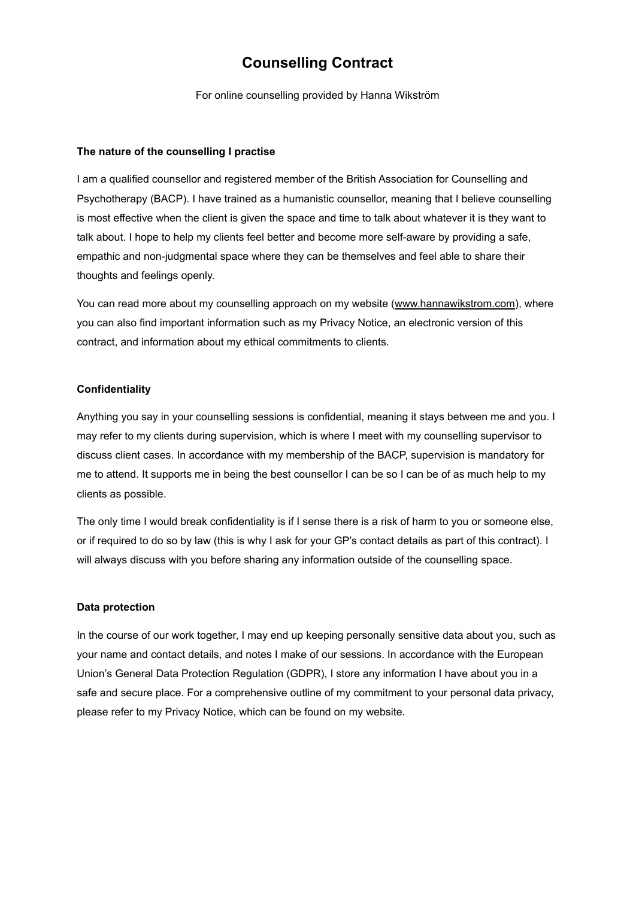# Counselling Contract

For online counselling provided by Hanna Wikström

### The nature of the counselling I practise

I am a qualified counsellor and registered member of the British Association for Counselling and Psychotherapy (BACP). I have trained as a humanistic counsellor, meaning that I believe counselling is most effective when the client is given the space and time to talk about whatever it is they want to talk about. I hope to help my clients feel better and become more self-aware by providing a safe, empathic and non-judgmental space where they can be themselves and feel able to share their thoughts and feelings openly.

You can read more about my counselling approach on my website (www.hannawikstrom.com), where you can also find important information such as my Privacy Notice, an electronic version of this contract, and information about my ethical commitments to clients.

### Confidentiality

Anything you say in your counselling sessions is confidential, meaning it stays between me and you. I may refer to my clients during supervision, which is where I meet with my counselling supervisor to discuss client cases. In accordance with my membership of the BACP, supervision is mandatory for me to attend. It supports me in being the best counsellor I can be so I can be of as much help to my clients as possible.

The only time I would break confidentiality is if I sense there is a risk of harm to you or someone else, or if required to do so by law (this is why I ask for your GP's contact details as part of this contract). I will always discuss with you before sharing any information outside of the counselling space.

### Data protection

In the course of our work together, I may end up keeping personally sensitive data about you, such as your name and contact details, and notes I make of our sessions. In accordance with the European Union's General Data Protection Regulation (GDPR), I store any information I have about you in a safe and secure place. For a comprehensive outline of my commitment to your personal data privacy, please refer to my Privacy Notice, which can be found on my website.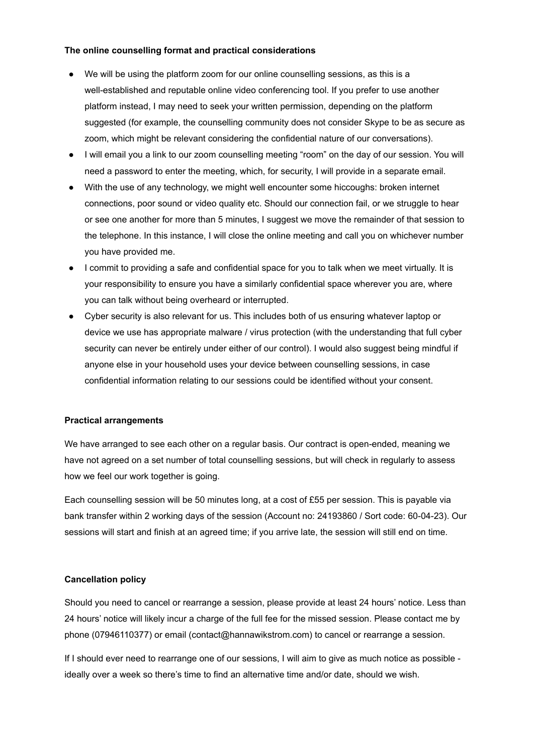**The online counselling format and practical considerations**

- We will be using the platform zoom for our online counselling sessions, as this is a well-established and reputable online video conferencing tool. If you prefer to use another platform instead, I may need to seek your written permission, depending on the platform suggested (for example, the counselling community does not consider Skype to be as secure as zoom, which might be relevant considering the confidential nature of our conversations).
- I will email you a link to our zoom counselling meeting "room" on the day of our session. You will need a password to enter the meeting, which, for security, I will provide in a separate email.
- With the use of any technology, we might well encounter some hiccoughs: broken internet connections, poor sound or video quality etc. Should our connection fail, or we struggle to hear or see one another for more than 5 minutes, I suggest we move the remainder of that session to the telephone. In this instance, I will close the online meeting and call you on whichever number you have provided me.
- I commit to providing a safe and confidential space for you to talk when we meet virtually. It is your responsibility to ensure you have a similarly confidential space wherever you are, where you can talk without being overheard or interrupted.
- Cyber security is also relevant for us. This includes both of us ensuring whatever laptop or device we use has appropriate malware / virus protection (with the understanding that full cyber security can never be entirely under either of our control). I would also suggest being mindful if anyone else in your household uses your device between counselling sessions, in case confidential information relating to our sessions could be identified without your consent.

**Practical arrangements**

We have arranged to see each other on a regular basis. Our contract is open-ended, meaning we have not agreed on a set number of total counselling sessions, but will check in regularly to assess how we feel our work together is going.

Each counselling session will be 50 minutes long, at a cost of £55 per session. This is payable via bank transfer within 2 working days of the session (Account no: 24193860 / Sort code: 60-04-23). Our sessions will start and finish at an agreed time; if you arrive late, the session will still end on time.

**Cancellation policy**

Should you need to cancel or rearrange a session, please provide at least 24 hours' notice. Less than 24 hours' notice will likely incur a charge of the full fee for the missed session. Please contact me by phone (07946110377) or email (contact@hannawikstrom.com) to cancel or rearrange a session.

If I should ever need to rearrange one of our sessions, I will aim to give as much notice as possible - ideally over a week so there's time to find an alternative time and/or date, should we wish.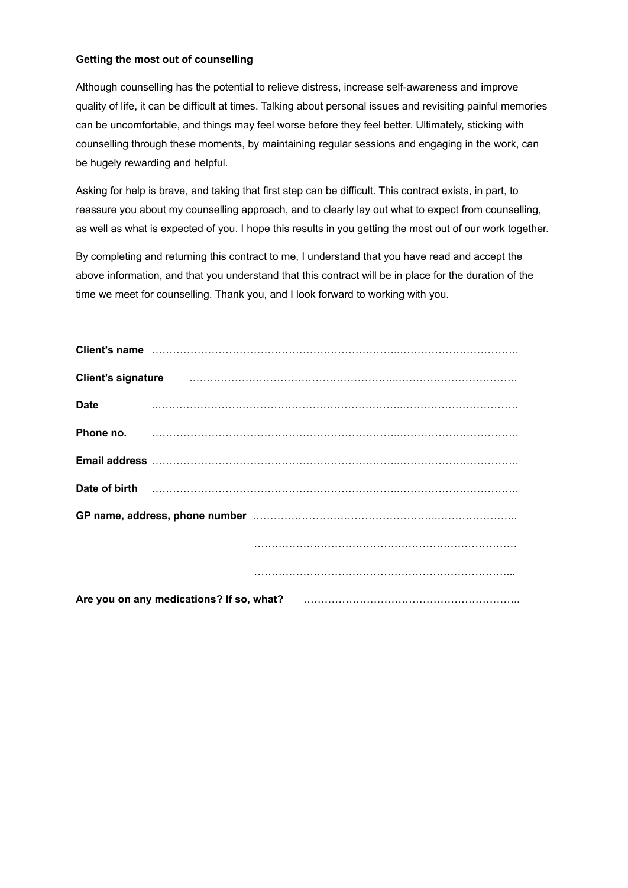**Getting the most out of counselling**

Although counselling has the potential to relieve distress, increase self-awareness and improve quality of life, it can be difficult at times. Talking about personal issues and revisiting painful memories can be uncomfortable, and things may feel worse before they feel better. Ultimately, sticking with counselling through these moments, by maintaining regular sessions and engaging in the work, can be hugely rewarding and helpful.

Asking for help is brave, and taking that first step can be difficult. This contract exists, in part, to reassure you about my counselling approach, and to clearly lay out what to expect from counselling, as well as what is expected of you. I hope this results in you getting the most out of our work together.

By completing and returning this contract to me, I understand that you have read and accept the above information, and that you understand that this contract will be in place for the duration of the time we meet for counselling. Thank you, and I look forward to working with you.

**Client's name** ……………………………………………………………..…………………………….

**Client's signature** ……………………………………………………..…………………………….

**Date** ……………………………………………………………..……………………………

**Phone no.** ……………………………………………………………..…………………………….

**Email address** ……………………………………………………………..…………………………….

**Date of birth** ……………………………………………………………..…………………………….

**GP name, address, phone number** …………………………………………..…………………..

……………………………………………………………………

…………………………………………………………………...

**Are you on any medications? If so, what?** ……………………………………………………..